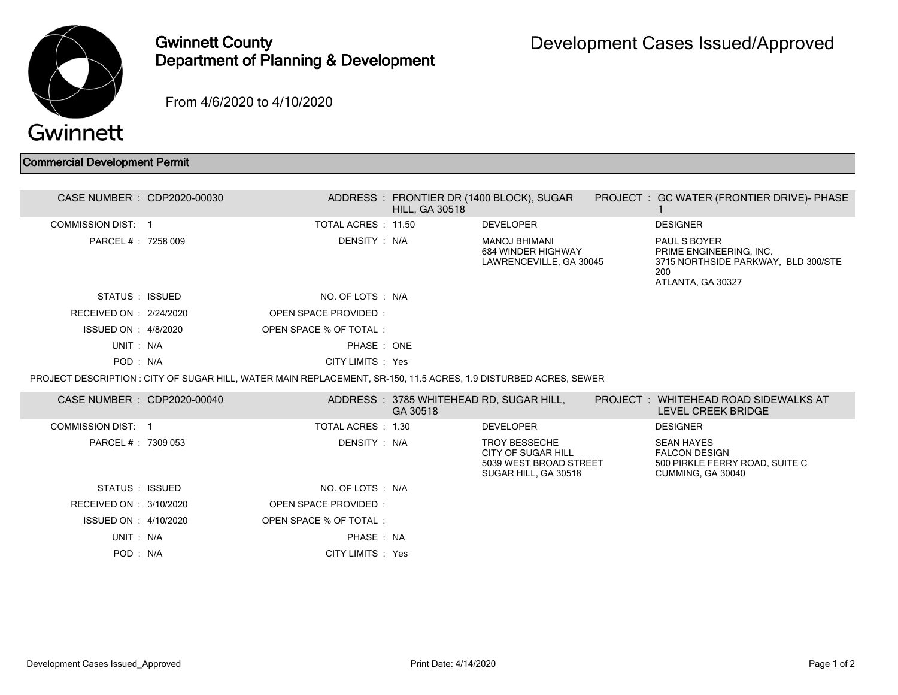# Gwinnett County Department of Planning & Development

# Development Cases Issued/Approved

From 4/6/2020 to 4/10/2020

## Commercial Development Permit

**CASE NUMBER :** CDP2020-00030 | **ADDRESS :** FRONTIER DR (1400 BLOCK), SUGAR HILL, GA 30518 | **PROJECT :** GC WATER (FRONTIER DRIVE)- PHASE 1

| | | | | | |
|---|---|---|---|---|---|
| COMMISSION DIST: | 1 | TOTAL ACRES : | 11.50 | DEVELOPER | DESIGNER |
| PARCEL # : | 7258 009 | DENSITY : | N/A | MANOJ BHIMANI<br>684 WINDER HIGHWAY<br>LAWRENCEVILLE, GA 30045 | PAUL S BOYER<br>PRIME ENGINEERING, INC.<br>3715 NORTHSIDE PARKWAY, BLD 300/STE 200<br>ATLANTA, GA 30327 |
| STATUS : | ISSUED | NO. OF LOTS : | N/A | | |
| RECEIVED ON : | 2/24/2020 | OPEN SPACE PROVIDED : | | | |
| ISSUED ON : | 4/8/2020 | OPEN SPACE % OF TOTAL : | | | |
| UNIT : | N/A | PHASE : | ONE | | |
| POD : | N/A | CITY LIMITS : | Yes | | |

PROJECT DESCRIPTION : CITY OF SUGAR HILL, WATER MAIN REPLACEMENT, SR-150, 11.5 ACRES, 1.9 DISTURBED ACRES, SEWER

**CASE NUMBER :** CDP2020-00040 | **ADDRESS :** 3785 WHITEHEAD RD, SUGAR HILL, GA 30518 | **PROJECT :** WHITEHEAD ROAD SIDEWALKS AT LEVEL CREEK BRIDGE

| | | | | | |
|---|---|---|---|---|---|
| COMMISSION DIST: | 1 | TOTAL ACRES : | 1.30 | DEVELOPER | DESIGNER |
| PARCEL # : | 7309 053 | DENSITY : | N/A | TROY BESSECHE<br>CITY OF SUGAR HILL<br>5039 WEST BROAD STREET<br>SUGAR HILL, GA 30518 | SEAN HAYES<br>FALCON DESIGN<br>500 PIRKLE FERRY ROAD, SUITE C<br>CUMMING, GA 30040 |
| STATUS : | ISSUED | NO. OF LOTS : | N/A | | |
| RECEIVED ON : | 3/10/2020 | OPEN SPACE PROVIDED : | | | |
| ISSUED ON : | 4/10/2020 | OPEN SPACE % OF TOTAL : | | | |
| UNIT : | N/A | PHASE : | NA | | |
| POD : | N/A | CITY LIMITS : | Yes | | |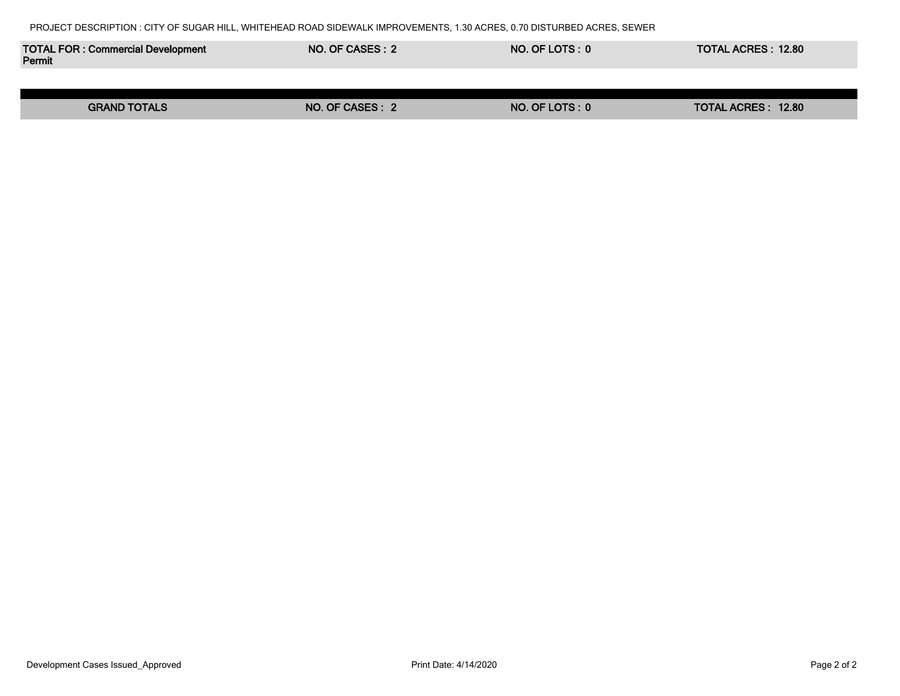PROJECT DESCRIPTION : CITY OF SUGAR HILL, WHITEHEAD ROAD SIDEWALK IMPROVEMENTS, 1.30 ACRES, 0.70 DISTURBED ACRES, SEWER

| | | | |
|---|---|---|---|
| **TOTAL FOR : Commercial Development Permit** | **NO. OF CASES : 2** | **NO. OF LOTS : 0** | **TOTAL ACRES : 12.80** |

| | | | |
|---|---|---|---|
| **GRAND TOTALS** | **NO. OF CASES : 2** | **NO. OF LOTS : 0** | **TOTAL ACRES : 12.80** |

Development Cases Issued_Approved

Print Date: 4/14/2020